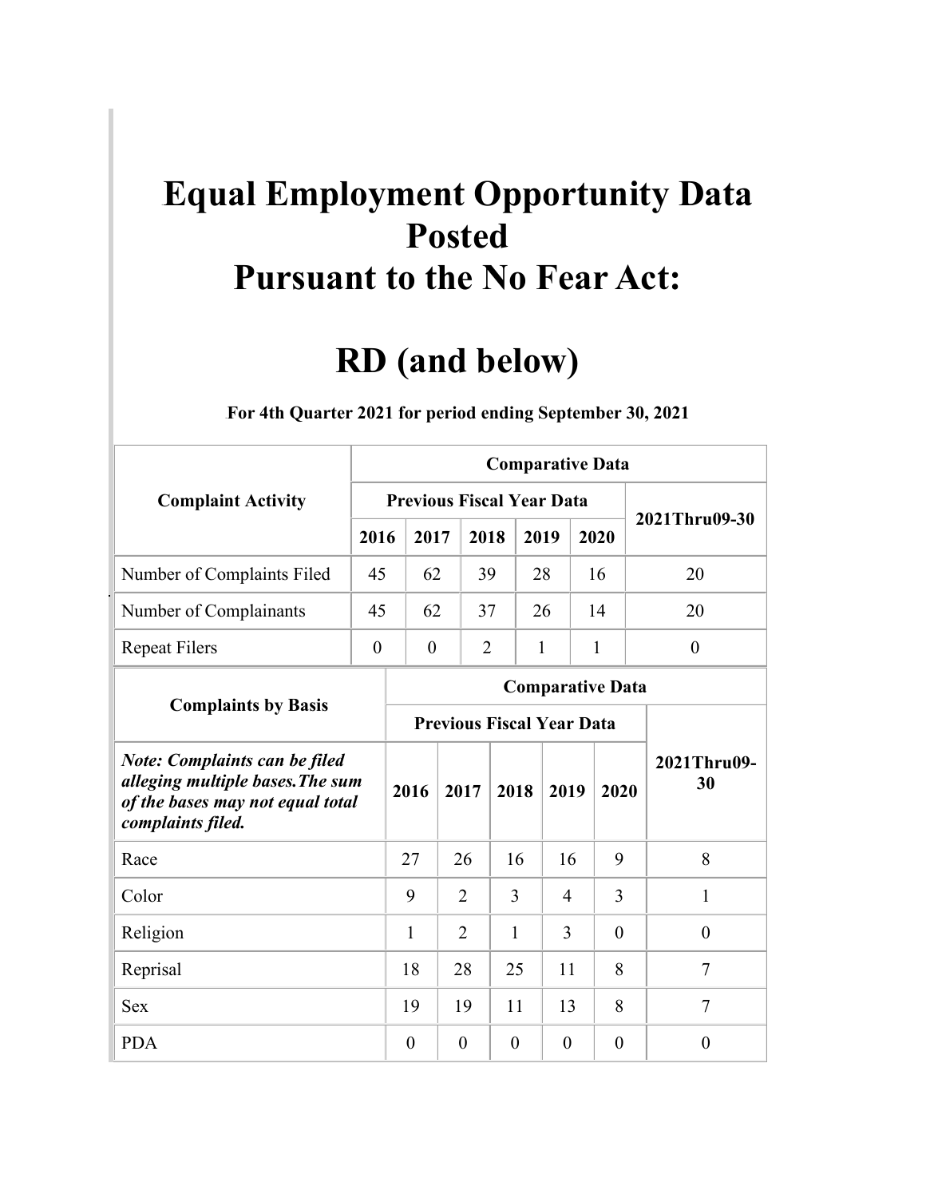# Equal Employment Opportunity Data Posted Pursuant to the No Fear Act:

# RD (and below)

**For 4th Quarter 2021 for period ending September 30, 2021**

| Complaint Activity | Comparative Data | | | | | |
|---|---|---|---|---|---|---|
| | Previous Fiscal Year Data | | | | | 2021Thru09-30 |
| | 2016 | 2017 | 2018 | 2019 | 2020 | |
| Number of Complaints Filed | 45 | 62 | 39 | 28 | 16 | 20 |
| Number of Complainants | 45 | 62 | 37 | 26 | 14 | 20 |
| Repeat Filers | 0 | 0 | 2 | 1 | 1 | 0 |

| Complaints by Basis | Comparative Data | | | | | |
|---|---|---|---|---|---|---|
| | Previous Fiscal Year Data | | | | | 2021Thru09-30 |
| ***Note: Complaints can be filed alleging multiple bases.The sum of the bases may not equal total complaints filed.*** | 2016 | 2017 | 2018 | 2019 | 2020 | |
| Race | 27 | 26 | 16 | 16 | 9 | 8 |
| Color | 9 | 2 | 3 | 4 | 3 | 1 |
| Religion | 1 | 2 | 1 | 3 | 0 | 0 |
| Reprisal | 18 | 28 | 25 | 11 | 8 | 7 |
| Sex | 19 | 19 | 11 | 13 | 8 | 7 |
| PDA | 0 | 0 | 0 | 0 | 0 | 0 |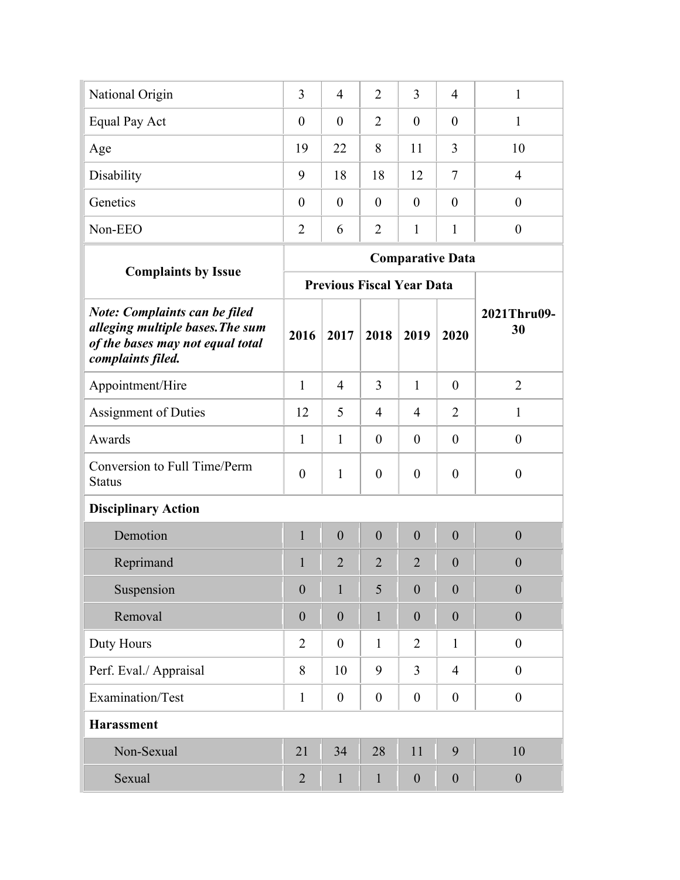| | | | | | | |
|---|---|---|---|---|---|---|
| National Origin | 3 | 4 | 2 | 3 | 4 | 1 |
| Equal Pay Act | 0 | 0 | 2 | 0 | 0 | 1 |
| Age | 19 | 22 | 8 | 11 | 3 | 10 |
| Disability | 9 | 18 | 18 | 12 | 7 | 4 |
| Genetics | 0 | 0 | 0 | 0 | 0 | 0 |
| Non-EEO | 2 | 6 | 2 | 1 | 1 | 0 |

| **Complaints by Issue** | **Comparative Data** | | | | | |
|---|---|---|---|---|---|---|
| | **Previous Fiscal Year Data** | | | | | |
| ***Note: Complaints can be filed alleging multiple bases.The sum of the bases may not equal total complaints filed.*** | **2016** | **2017** | **2018** | **2019** | **2020** | **2021Thru09-30** |
| Appointment/Hire | 1 | 4 | 3 | 1 | 0 | 2 |
| Assignment of Duties | 12 | 5 | 4 | 4 | 2 | 1 |
| Awards | 1 | 1 | 0 | 0 | 0 | 0 |
| Conversion to Full Time/Perm Status | 0 | 1 | 0 | 0 | 0 | 0 |
| **Disciplinary Action** | | | | | | |
| Demotion | 1 | 0 | 0 | 0 | 0 | 0 |
| Reprimand | 1 | 2 | 2 | 2 | 0 | 0 |
| Suspension | 0 | 1 | 5 | 0 | 0 | 0 |
| Removal | 0 | 0 | 1 | 0 | 0 | 0 |
| Duty Hours | 2 | 0 | 1 | 2 | 1 | 0 |
| Perf. Eval./ Appraisal | 8 | 10 | 9 | 3 | 4 | 0 |
| Examination/Test | 1 | 0 | 0 | 0 | 0 | 0 |
| **Harassment** | | | | | | |
| Non-Sexual | 21 | 34 | 28 | 11 | 9 | 10 |
| Sexual | 2 | 1 | 1 | 0 | 0 | 0 |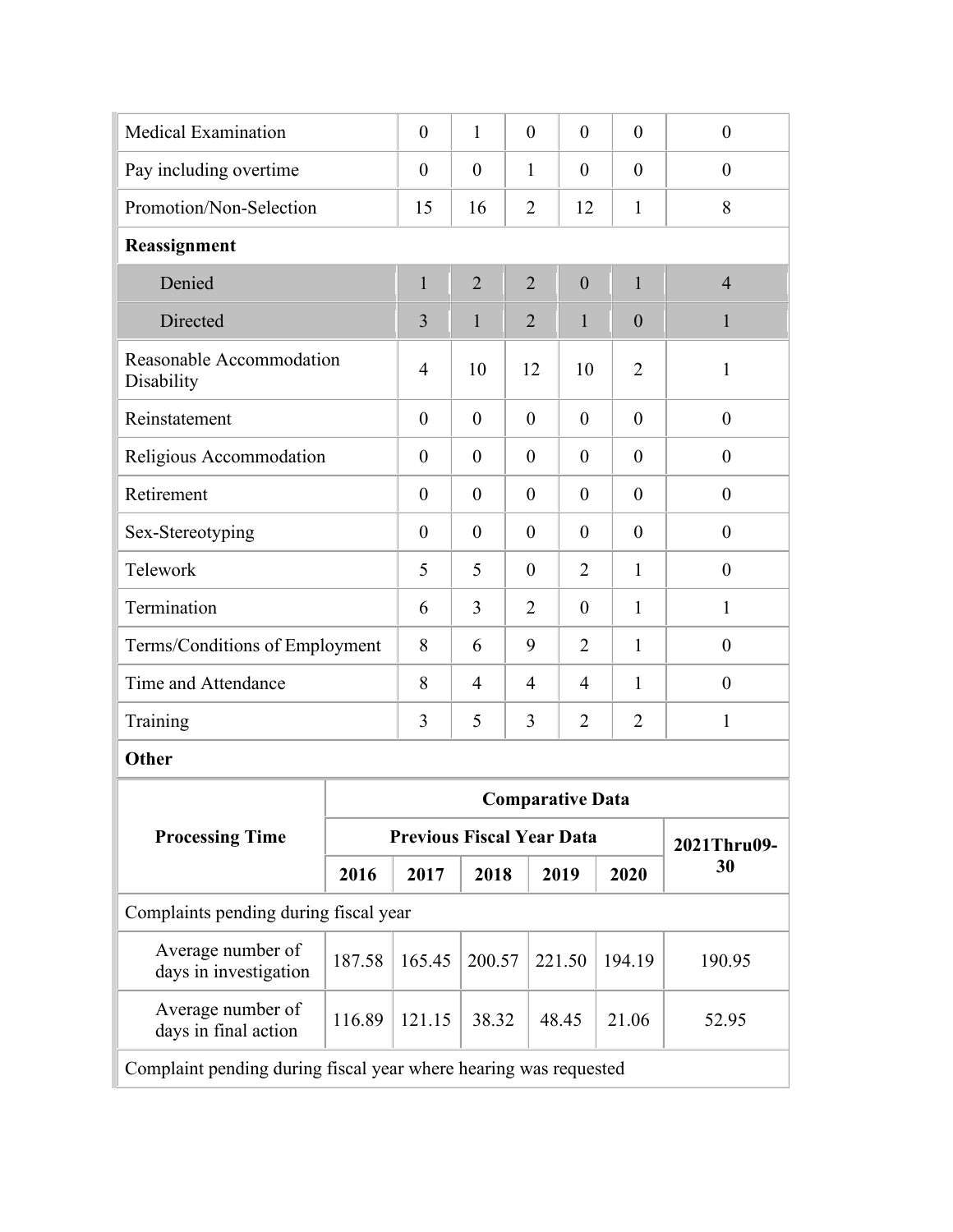| | | | | | | |
|---|---|---|---|---|---|---|
| Medical Examination | 0 | 1 | 0 | 0 | 0 | 0 |
| Pay including overtime | 0 | 0 | 1 | 0 | 0 | 0 |
| Promotion/Non-Selection | 15 | 16 | 2 | 12 | 1 | 8 |
| **Reassignment** | | | | | | |
| Denied | 1 | 2 | 2 | 0 | 1 | 4 |
| Directed | 3 | 1 | 2 | 1 | 0 | 1 |
| Reasonable Accommodation Disability | 4 | 10 | 12 | 10 | 2 | 1 |
| Reinstatement | 0 | 0 | 0 | 0 | 0 | 0 |
| Religious Accommodation | 0 | 0 | 0 | 0 | 0 | 0 |
| Retirement | 0 | 0 | 0 | 0 | 0 | 0 |
| Sex-Stereotyping | 0 | 0 | 0 | 0 | 0 | 0 |
| Telework | 5 | 5 | 0 | 2 | 1 | 0 |
| Termination | 6 | 3 | 2 | 0 | 1 | 1 |
| Terms/Conditions of Employment | 8 | 6 | 9 | 2 | 1 | 0 |
| Time and Attendance | 8 | 4 | 4 | 4 | 1 | 0 |
| Training | 3 | 5 | 3 | 2 | 2 | 1 |
| **Other** | | | | | | |

| **Processing Time** | **Comparative Data** | | | | | |
|---|---|---|---|---|---|---|
| | **Previous Fiscal Year Data** | | | | | **2021Thru09-30** |
| | **2016** | **2017** | **2018** | **2019** | **2020** | |
| Complaints pending during fiscal year | | | | | | |
| Average number of days in investigation | 187.58 | 165.45 | 200.57 | 221.50 | 194.19 | 190.95 |
| Average number of days in final action | 116.89 | 121.15 | 38.32 | 48.45 | 21.06 | 52.95 |
| Complaint pending during fiscal year where hearing was requested | | | | | | |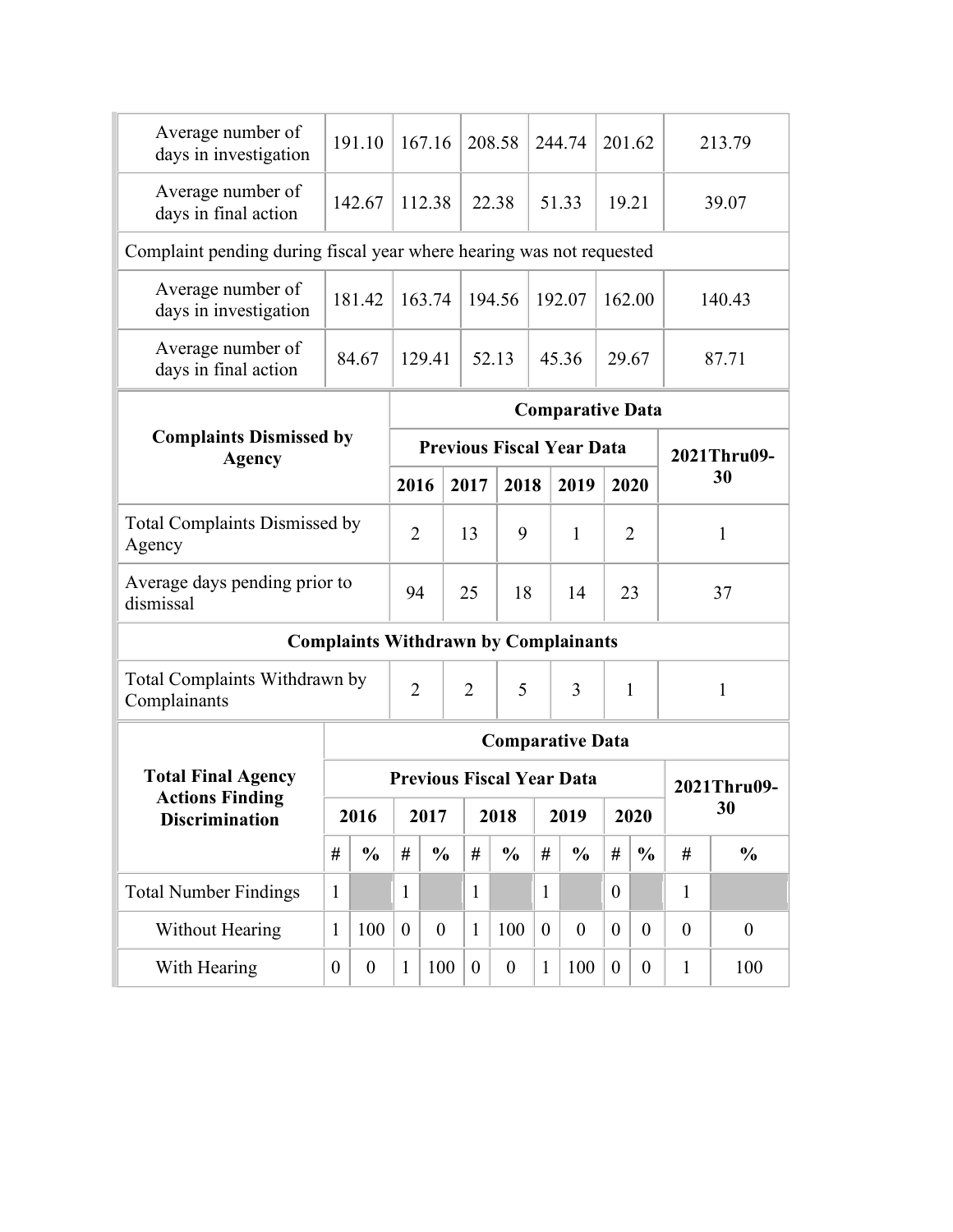| | | | | | | |
|---|---|---|---|---|---|---|
| Average number of days in investigation | 191.10 | 167.16 | 208.58 | 244.74 | 201.62 | 213.79 |
| Average number of days in final action | 142.67 | 112.38 | 22.38 | 51.33 | 19.21 | 39.07 |
| Complaint pending during fiscal year where hearing was not requested | | | | | | |
| Average number of days in investigation | 181.42 | 163.74 | 194.56 | 192.07 | 162.00 | 140.43 |
| Average number of days in final action | 84.67 | 129.41 | 52.13 | 45.36 | 29.67 | 87.71 |

| Complaints Dismissed by Agency | Comparative Data | | | | | |
|---|---|---|---|---|---|---|
| | Previous Fiscal Year Data | | | | | 2021Thru09-30 |
| | 2016 | 2017 | 2018 | 2019 | 2020 | |
| Total Complaints Dismissed by Agency | 2 | 13 | 9 | 1 | 2 | 1 |
| Average days pending prior to dismissal | 94 | 25 | 18 | 14 | 23 | 37 |
| **Complaints Withdrawn by Complainants** | | | | | | |
| Total Complaints Withdrawn by Complainants | 2 | 2 | 5 | 3 | 1 | 1 |

| Total Final Agency Actions Finding Discrimination | Comparative Data | | | | | | | | | | | |
|---|---|---|---|---|---|---|---|---|---|---|---|---|
| | Previous Fiscal Year Data | | | | | | | | | | 2021Thru09-30 | |
| | 2016 | | 2017 | | 2018 | | 2019 | | 2020 | | | |
| | # | % | # | % | # | % | # | % | # | % | # | % |
| Total Number Findings | 1 | | 1 | | 1 | | 1 | | 0 | | 1 | |
| Without Hearing | 1 | 100 | 0 | 0 | 1 | 100 | 0 | 0 | 0 | 0 | 0 | 0 |
| With Hearing | 0 | 0 | 1 | 100 | 0 | 0 | 1 | 100 | 0 | 0 | 1 | 100 |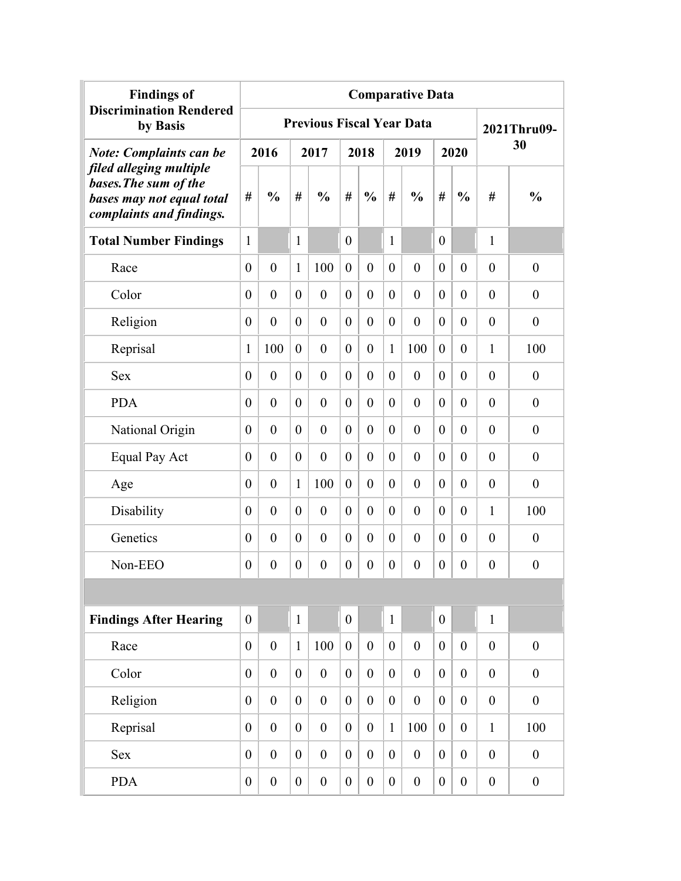| Findings of Discrimination Rendered by Basis | Comparative Data | | | | | | | | | | | |
|---|---|---|---|---|---|---|---|---|---|---|---|---|
| | Previous Fiscal Year Data | | | | | | | | | | 2021Thru09-30 | |
| ***Note: Complaints can be filed alleging multiple bases.The sum of the bases may not equal total complaints and findings.*** | 2016 | | 2017 | | 2018 | | 2019 | | 2020 | | | |
| | # | % | # | % | # | % | # | % | # | % | # | % |
| **Total Number Findings** | 1 | | 1 | | 0 | | 1 | | 0 | | 1 | |
| Race | 0 | 0 | 1 | 100 | 0 | 0 | 0 | 0 | 0 | 0 | 0 | 0 |
| Color | 0 | 0 | 0 | 0 | 0 | 0 | 0 | 0 | 0 | 0 | 0 | 0 |
| Religion | 0 | 0 | 0 | 0 | 0 | 0 | 0 | 0 | 0 | 0 | 0 | 0 |
| Reprisal | 1 | 100 | 0 | 0 | 0 | 0 | 1 | 100 | 0 | 0 | 1 | 100 |
| Sex | 0 | 0 | 0 | 0 | 0 | 0 | 0 | 0 | 0 | 0 | 0 | 0 |
| PDA | 0 | 0 | 0 | 0 | 0 | 0 | 0 | 0 | 0 | 0 | 0 | 0 |
| National Origin | 0 | 0 | 0 | 0 | 0 | 0 | 0 | 0 | 0 | 0 | 0 | 0 |
| Equal Pay Act | 0 | 0 | 0 | 0 | 0 | 0 | 0 | 0 | 0 | 0 | 0 | 0 |
| Age | 0 | 0 | 1 | 100 | 0 | 0 | 0 | 0 | 0 | 0 | 0 | 0 |
| Disability | 0 | 0 | 0 | 0 | 0 | 0 | 0 | 0 | 0 | 0 | 1 | 100 |
| Genetics | 0 | 0 | 0 | 0 | 0 | 0 | 0 | 0 | 0 | 0 | 0 | 0 |
| Non-EEO | 0 | 0 | 0 | 0 | 0 | 0 | 0 | 0 | 0 | 0 | 0 | 0 |
| | | | | | | | | | | | | |
| **Findings After Hearing** | 0 | | 1 | | 0 | | 1 | | 0 | | 1 | |
| Race | 0 | 0 | 1 | 100 | 0 | 0 | 0 | 0 | 0 | 0 | 0 | 0 |
| Color | 0 | 0 | 0 | 0 | 0 | 0 | 0 | 0 | 0 | 0 | 0 | 0 |
| Religion | 0 | 0 | 0 | 0 | 0 | 0 | 0 | 0 | 0 | 0 | 0 | 0 |
| Reprisal | 0 | 0 | 0 | 0 | 0 | 0 | 1 | 100 | 0 | 0 | 1 | 100 |
| Sex | 0 | 0 | 0 | 0 | 0 | 0 | 0 | 0 | 0 | 0 | 0 | 0 |
| PDA | 0 | 0 | 0 | 0 | 0 | 0 | 0 | 0 | 0 | 0 | 0 | 0 |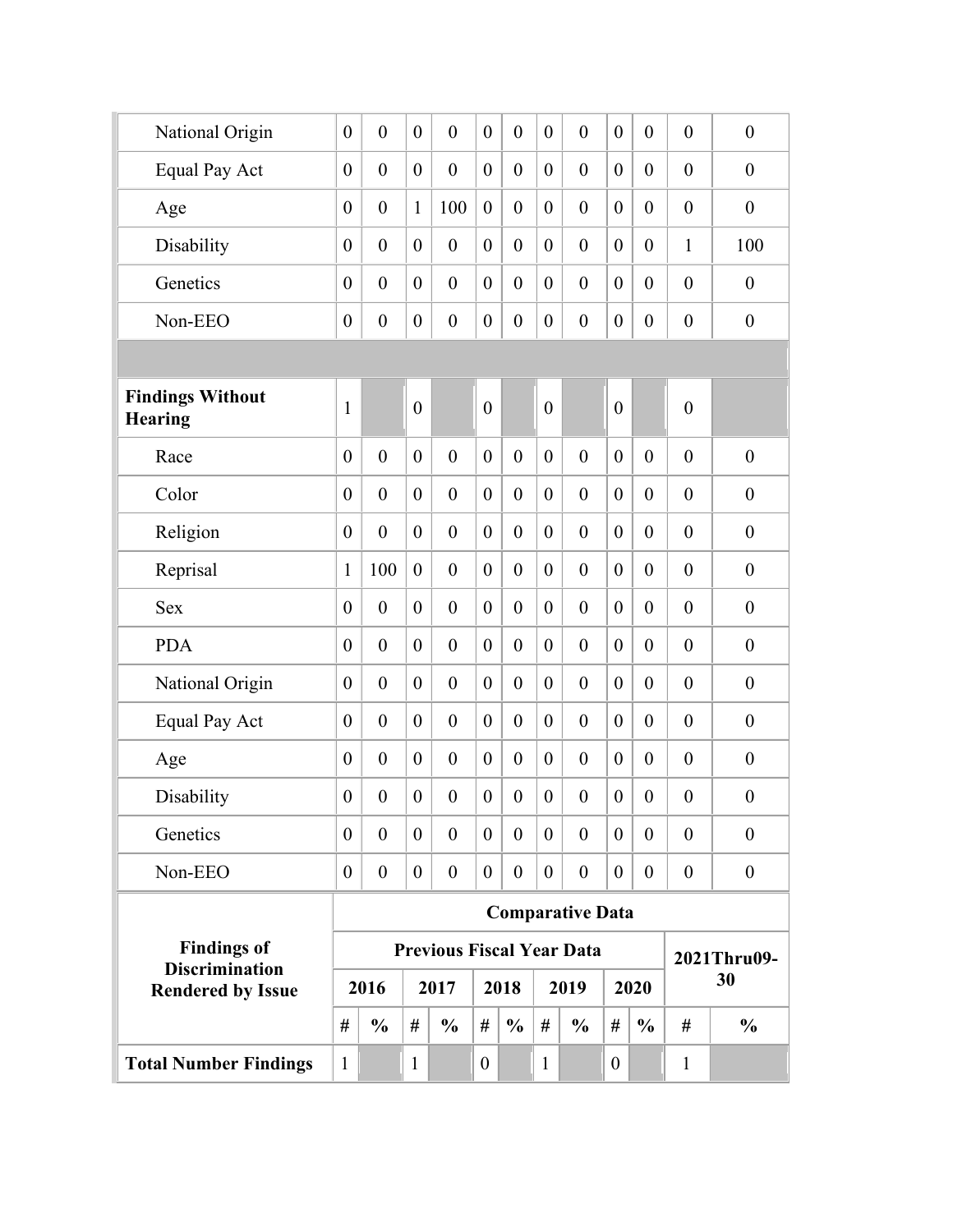| | | | | | | | | | | | | |
|---|---|---|---|---|---|---|---|---|---|---|---|---|
| National Origin | 0 | 0 | 0 | 0 | 0 | 0 | 0 | 0 | 0 | 0 | 0 | 0 |
| Equal Pay Act | 0 | 0 | 0 | 0 | 0 | 0 | 0 | 0 | 0 | 0 | 0 | 0 |
| Age | 0 | 0 | 1 | 100 | 0 | 0 | 0 | 0 | 0 | 0 | 0 | 0 |
| Disability | 0 | 0 | 0 | 0 | 0 | 0 | 0 | 0 | 0 | 0 | 1 | 100 |
| Genetics | 0 | 0 | 0 | 0 | 0 | 0 | 0 | 0 | 0 | 0 | 0 | 0 |
| Non-EEO | 0 | 0 | 0 | 0 | 0 | 0 | 0 | 0 | 0 | 0 | 0 | 0 |
| | | | | | | | | | | | | |
| **Findings Without Hearing** | 1 | | 0 | | 0 | | 0 | | 0 | | 0 | |
| Race | 0 | 0 | 0 | 0 | 0 | 0 | 0 | 0 | 0 | 0 | 0 | 0 |
| Color | 0 | 0 | 0 | 0 | 0 | 0 | 0 | 0 | 0 | 0 | 0 | 0 |
| Religion | 0 | 0 | 0 | 0 | 0 | 0 | 0 | 0 | 0 | 0 | 0 | 0 |
| Reprisal | 1 | 100 | 0 | 0 | 0 | 0 | 0 | 0 | 0 | 0 | 0 | 0 |
| Sex | 0 | 0 | 0 | 0 | 0 | 0 | 0 | 0 | 0 | 0 | 0 | 0 |
| PDA | 0 | 0 | 0 | 0 | 0 | 0 | 0 | 0 | 0 | 0 | 0 | 0 |
| National Origin | 0 | 0 | 0 | 0 | 0 | 0 | 0 | 0 | 0 | 0 | 0 | 0 |
| Equal Pay Act | 0 | 0 | 0 | 0 | 0 | 0 | 0 | 0 | 0 | 0 | 0 | 0 |
| Age | 0 | 0 | 0 | 0 | 0 | 0 | 0 | 0 | 0 | 0 | 0 | 0 |
| Disability | 0 | 0 | 0 | 0 | 0 | 0 | 0 | 0 | 0 | 0 | 0 | 0 |
| Genetics | 0 | 0 | 0 | 0 | 0 | 0 | 0 | 0 | 0 | 0 | 0 | 0 |
| Non-EEO | 0 | 0 | 0 | 0 | 0 | 0 | 0 | 0 | 0 | 0 | 0 | 0 |

| **Findings of Discrimination Rendered by Issue** | **Comparative Data** | | | | | | | | | | | |
|---|---|---|---|---|---|---|---|---|---|---|---|---|
| | **Previous Fiscal Year Data** | | | | | | | | | | **2021Thru09-30** | |
| | **2016** | | **2017** | | **2018** | | **2019** | | **2020** | | | |
| | **#** | **%** | **#** | **%** | **#** | **%** | **#** | **%** | **#** | **%** | **#** | **%** |
| **Total Number Findings** | 1 | | 1 | | 0 | | 1 | | 0 | | 1 | |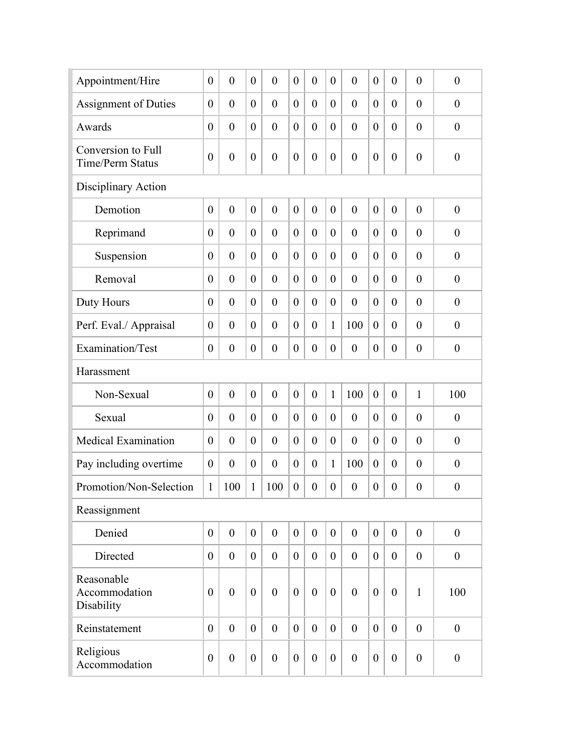| | | | | | | | | | | | | |
|---|---|---|---|---|---|---|---|---|---|---|---|---|
| Appointment/Hire | 0 | 0 | 0 | 0 | 0 | 0 | 0 | 0 | 0 | 0 | 0 | 0 |
| Assignment of Duties | 0 | 0 | 0 | 0 | 0 | 0 | 0 | 0 | 0 | 0 | 0 | 0 |
| Awards | 0 | 0 | 0 | 0 | 0 | 0 | 0 | 0 | 0 | 0 | 0 | 0 |
| Conversion to Full Time/Perm Status | 0 | 0 | 0 | 0 | 0 | 0 | 0 | 0 | 0 | 0 | 0 | 0 |
| Disciplinary Action | | | | | | | | | | | | |
| Demotion | 0 | 0 | 0 | 0 | 0 | 0 | 0 | 0 | 0 | 0 | 0 | 0 |
| Reprimand | 0 | 0 | 0 | 0 | 0 | 0 | 0 | 0 | 0 | 0 | 0 | 0 |
| Suspension | 0 | 0 | 0 | 0 | 0 | 0 | 0 | 0 | 0 | 0 | 0 | 0 |
| Removal | 0 | 0 | 0 | 0 | 0 | 0 | 0 | 0 | 0 | 0 | 0 | 0 |
| Duty Hours | 0 | 0 | 0 | 0 | 0 | 0 | 0 | 0 | 0 | 0 | 0 | 0 |
| Perf. Eval./ Appraisal | 0 | 0 | 0 | 0 | 0 | 0 | 1 | 100 | 0 | 0 | 0 | 0 |
| Examination/Test | 0 | 0 | 0 | 0 | 0 | 0 | 0 | 0 | 0 | 0 | 0 | 0 |
| Harassment | | | | | | | | | | | | |
| Non-Sexual | 0 | 0 | 0 | 0 | 0 | 0 | 1 | 100 | 0 | 0 | 1 | 100 |
| Sexual | 0 | 0 | 0 | 0 | 0 | 0 | 0 | 0 | 0 | 0 | 0 | 0 |
| Medical Examination | 0 | 0 | 0 | 0 | 0 | 0 | 0 | 0 | 0 | 0 | 0 | 0 |
| Pay including overtime | 0 | 0 | 0 | 0 | 0 | 0 | 1 | 100 | 0 | 0 | 0 | 0 |
| Promotion/Non-Selection | 1 | 100 | 1 | 100 | 0 | 0 | 0 | 0 | 0 | 0 | 0 | 0 |
| Reassignment | | | | | | | | | | | | |
| Denied | 0 | 0 | 0 | 0 | 0 | 0 | 0 | 0 | 0 | 0 | 0 | 0 |
| Directed | 0 | 0 | 0 | 0 | 0 | 0 | 0 | 0 | 0 | 0 | 0 | 0 |
| Reasonable Accommodation Disability | 0 | 0 | 0 | 0 | 0 | 0 | 0 | 0 | 0 | 0 | 1 | 100 |
| Reinstatement | 0 | 0 | 0 | 0 | 0 | 0 | 0 | 0 | 0 | 0 | 0 | 0 |
| Religious Accommodation | 0 | 0 | 0 | 0 | 0 | 0 | 0 | 0 | 0 | 0 | 0 | 0 |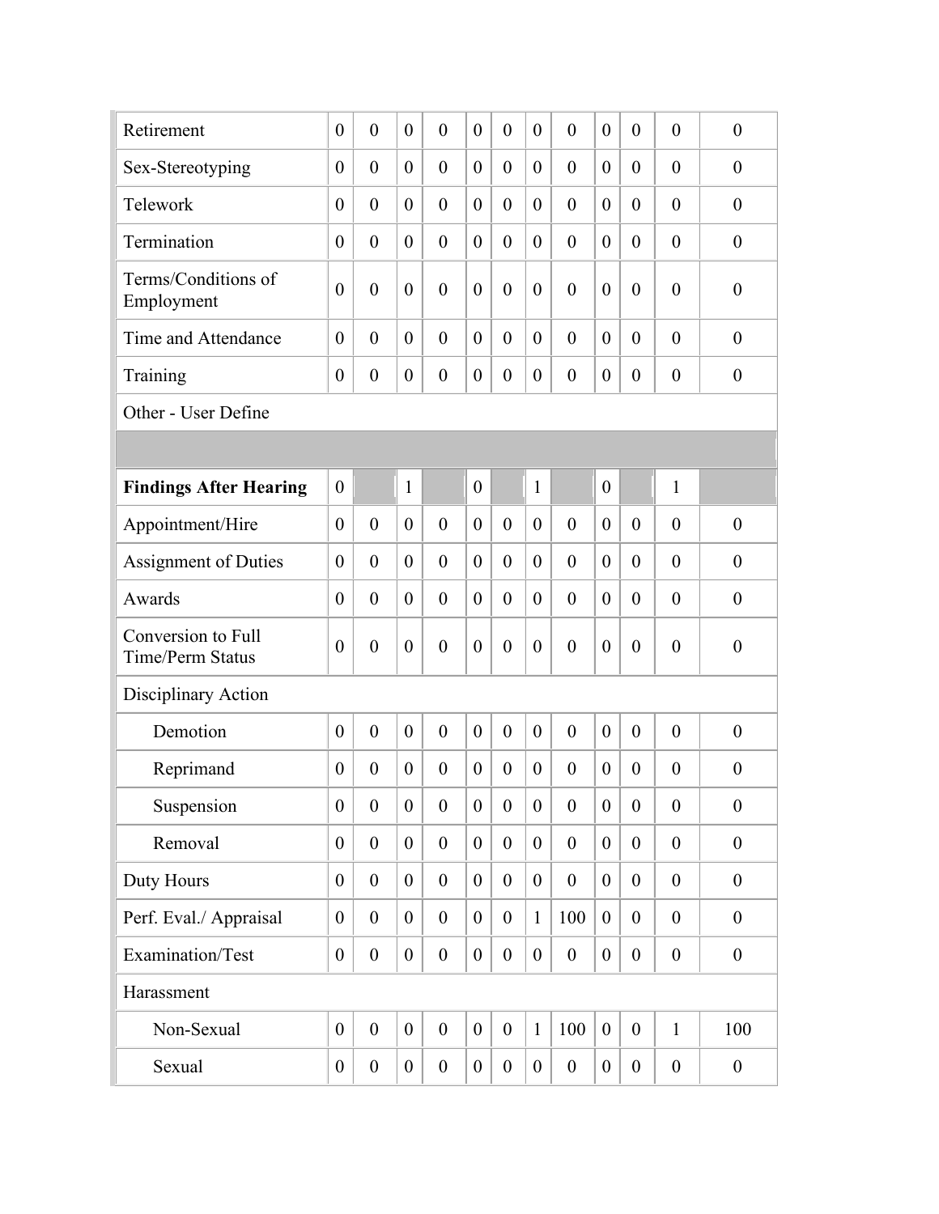| | | | | | | | | | | | | |
|---|---|---|---|---|---|---|---|---|---|---|---|---|
| Retirement | 0 | 0 | 0 | 0 | 0 | 0 | 0 | 0 | 0 | 0 | 0 | 0 |
| Sex-Stereotyping | 0 | 0 | 0 | 0 | 0 | 0 | 0 | 0 | 0 | 0 | 0 | 0 |
| Telework | 0 | 0 | 0 | 0 | 0 | 0 | 0 | 0 | 0 | 0 | 0 | 0 |
| Termination | 0 | 0 | 0 | 0 | 0 | 0 | 0 | 0 | 0 | 0 | 0 | 0 |
| Terms/Conditions of Employment | 0 | 0 | 0 | 0 | 0 | 0 | 0 | 0 | 0 | 0 | 0 | 0 |
| Time and Attendance | 0 | 0 | 0 | 0 | 0 | 0 | 0 | 0 | 0 | 0 | 0 | 0 |
| Training | 0 | 0 | 0 | 0 | 0 | 0 | 0 | 0 | 0 | 0 | 0 | 0 |
| Other - User Define | | | | | | | | | | | | |
| | | | | | | | | | | | | |
| **Findings After Hearing** | 0 | | 1 | | 0 | | 1 | | 0 | | 1 | |
| Appointment/Hire | 0 | 0 | 0 | 0 | 0 | 0 | 0 | 0 | 0 | 0 | 0 | 0 |
| Assignment of Duties | 0 | 0 | 0 | 0 | 0 | 0 | 0 | 0 | 0 | 0 | 0 | 0 |
| Awards | 0 | 0 | 0 | 0 | 0 | 0 | 0 | 0 | 0 | 0 | 0 | 0 |
| Conversion to Full Time/Perm Status | 0 | 0 | 0 | 0 | 0 | 0 | 0 | 0 | 0 | 0 | 0 | 0 |
| Disciplinary Action | | | | | | | | | | | | |
| Demotion | 0 | 0 | 0 | 0 | 0 | 0 | 0 | 0 | 0 | 0 | 0 | 0 |
| Reprimand | 0 | 0 | 0 | 0 | 0 | 0 | 0 | 0 | 0 | 0 | 0 | 0 |
| Suspension | 0 | 0 | 0 | 0 | 0 | 0 | 0 | 0 | 0 | 0 | 0 | 0 |
| Removal | 0 | 0 | 0 | 0 | 0 | 0 | 0 | 0 | 0 | 0 | 0 | 0 |
| Duty Hours | 0 | 0 | 0 | 0 | 0 | 0 | 0 | 0 | 0 | 0 | 0 | 0 |
| Perf. Eval./ Appraisal | 0 | 0 | 0 | 0 | 0 | 0 | 1 | 100 | 0 | 0 | 0 | 0 |
| Examination/Test | 0 | 0 | 0 | 0 | 0 | 0 | 0 | 0 | 0 | 0 | 0 | 0 |
| Harassment | | | | | | | | | | | | |
| Non-Sexual | 0 | 0 | 0 | 0 | 0 | 0 | 1 | 100 | 0 | 0 | 1 | 100 |
| Sexual | 0 | 0 | 0 | 0 | 0 | 0 | 0 | 0 | 0 | 0 | 0 | 0 |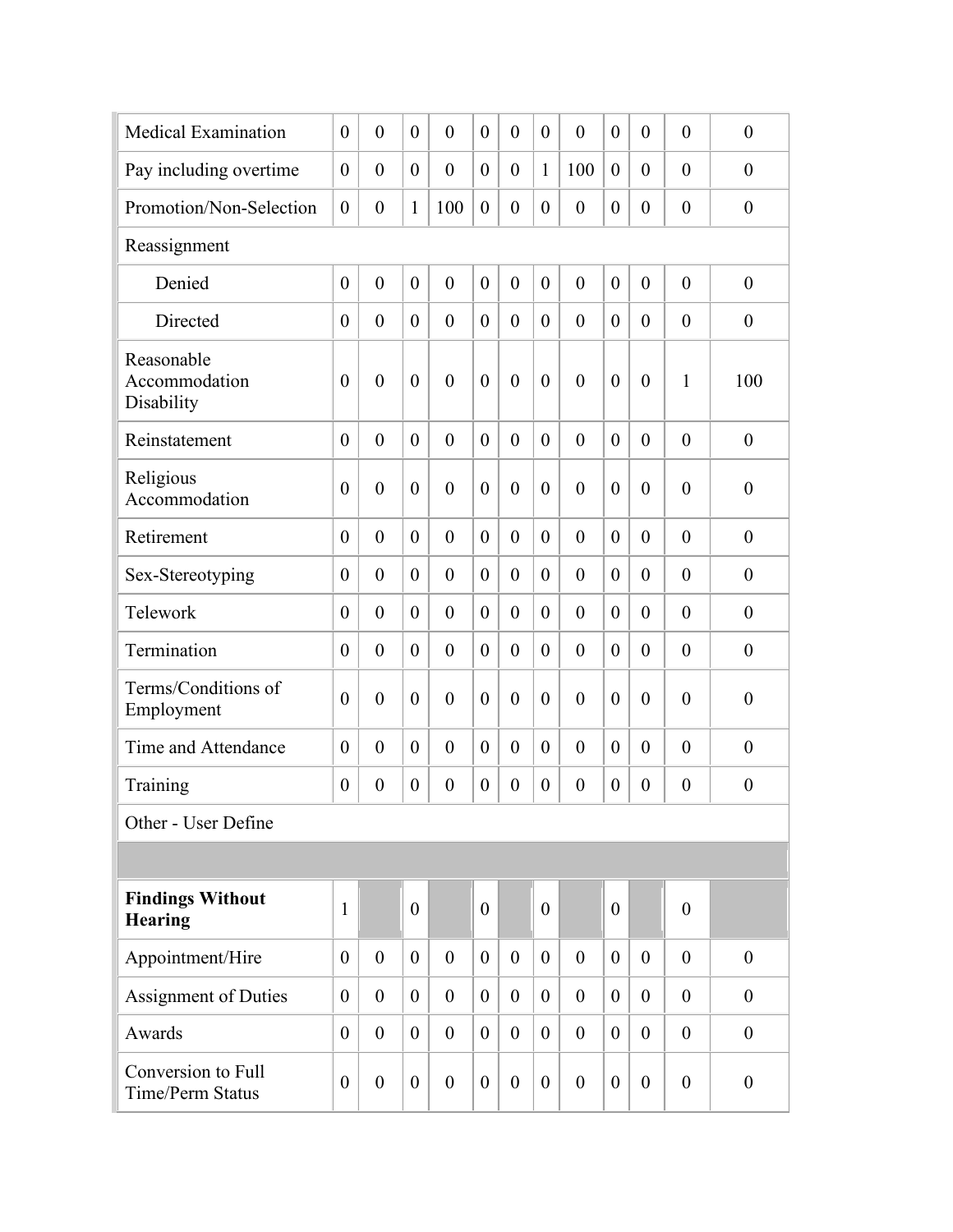| | | | | | | | | | | | | |
|---|---|---|---|---|---|---|---|---|---|---|---|---|
| Medical Examination | 0 | 0 | 0 | 0 | 0 | 0 | 0 | 0 | 0 | 0 | 0 | 0 |
| Pay including overtime | 0 | 0 | 0 | 0 | 0 | 0 | 1 | 100 | 0 | 0 | 0 | 0 |
| Promotion/Non-Selection | 0 | 0 | 1 | 100 | 0 | 0 | 0 | 0 | 0 | 0 | 0 | 0 |
| Reassignment | | | | | | | | | | | | |
| Denied | 0 | 0 | 0 | 0 | 0 | 0 | 0 | 0 | 0 | 0 | 0 | 0 |
| Directed | 0 | 0 | 0 | 0 | 0 | 0 | 0 | 0 | 0 | 0 | 0 | 0 |
| Reasonable Accommodation Disability | 0 | 0 | 0 | 0 | 0 | 0 | 0 | 0 | 0 | 0 | 1 | 100 |
| Reinstatement | 0 | 0 | 0 | 0 | 0 | 0 | 0 | 0 | 0 | 0 | 0 | 0 |
| Religious Accommodation | 0 | 0 | 0 | 0 | 0 | 0 | 0 | 0 | 0 | 0 | 0 | 0 |
| Retirement | 0 | 0 | 0 | 0 | 0 | 0 | 0 | 0 | 0 | 0 | 0 | 0 |
| Sex-Stereotyping | 0 | 0 | 0 | 0 | 0 | 0 | 0 | 0 | 0 | 0 | 0 | 0 |
| Telework | 0 | 0 | 0 | 0 | 0 | 0 | 0 | 0 | 0 | 0 | 0 | 0 |
| Termination | 0 | 0 | 0 | 0 | 0 | 0 | 0 | 0 | 0 | 0 | 0 | 0 |
| Terms/Conditions of Employment | 0 | 0 | 0 | 0 | 0 | 0 | 0 | 0 | 0 | 0 | 0 | 0 |
| Time and Attendance | 0 | 0 | 0 | 0 | 0 | 0 | 0 | 0 | 0 | 0 | 0 | 0 |
| Training | 0 | 0 | 0 | 0 | 0 | 0 | 0 | 0 | 0 | 0 | 0 | 0 |
| Other - User Define | | | | | | | | | | | | |
| | | | | | | | | | | | | |
| **Findings Without Hearing** | 1 | | 0 | | 0 | | 0 | | 0 | | 0 | |
| Appointment/Hire | 0 | 0 | 0 | 0 | 0 | 0 | 0 | 0 | 0 | 0 | 0 | 0 |
| Assignment of Duties | 0 | 0 | 0 | 0 | 0 | 0 | 0 | 0 | 0 | 0 | 0 | 0 |
| Awards | 0 | 0 | 0 | 0 | 0 | 0 | 0 | 0 | 0 | 0 | 0 | 0 |
| Conversion to Full Time/Perm Status | 0 | 0 | 0 | 0 | 0 | 0 | 0 | 0 | 0 | 0 | 0 | 0 |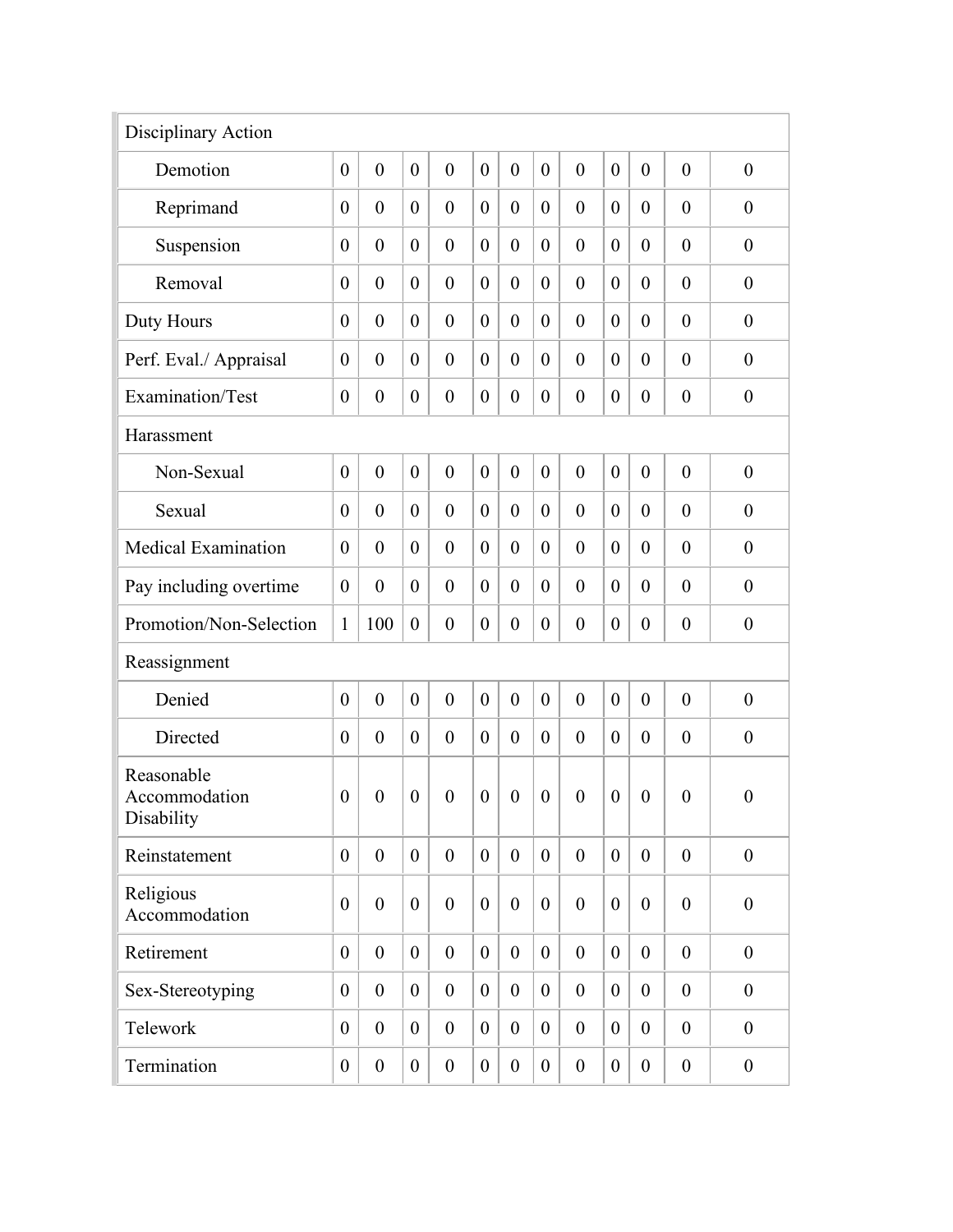| | | | | | | | | | | | | |
|---|---|---|---|---|---|---|---|---|---|---|---|---|
| Disciplinary Action | | | | | | | | | | | | |
| Demotion | 0 | 0 | 0 | 0 | 0 | 0 | 0 | 0 | 0 | 0 | 0 | 0 |
| Reprimand | 0 | 0 | 0 | 0 | 0 | 0 | 0 | 0 | 0 | 0 | 0 | 0 |
| Suspension | 0 | 0 | 0 | 0 | 0 | 0 | 0 | 0 | 0 | 0 | 0 | 0 |
| Removal | 0 | 0 | 0 | 0 | 0 | 0 | 0 | 0 | 0 | 0 | 0 | 0 |
| Duty Hours | 0 | 0 | 0 | 0 | 0 | 0 | 0 | 0 | 0 | 0 | 0 | 0 |
| Perf. Eval./ Appraisal | 0 | 0 | 0 | 0 | 0 | 0 | 0 | 0 | 0 | 0 | 0 | 0 |
| Examination/Test | 0 | 0 | 0 | 0 | 0 | 0 | 0 | 0 | 0 | 0 | 0 | 0 |
| Harassment | | | | | | | | | | | | |
| Non-Sexual | 0 | 0 | 0 | 0 | 0 | 0 | 0 | 0 | 0 | 0 | 0 | 0 |
| Sexual | 0 | 0 | 0 | 0 | 0 | 0 | 0 | 0 | 0 | 0 | 0 | 0 |
| Medical Examination | 0 | 0 | 0 | 0 | 0 | 0 | 0 | 0 | 0 | 0 | 0 | 0 |
| Pay including overtime | 0 | 0 | 0 | 0 | 0 | 0 | 0 | 0 | 0 | 0 | 0 | 0 |
| Promotion/Non-Selection | 1 | 100 | 0 | 0 | 0 | 0 | 0 | 0 | 0 | 0 | 0 | 0 |
| Reassignment | | | | | | | | | | | | |
| Denied | 0 | 0 | 0 | 0 | 0 | 0 | 0 | 0 | 0 | 0 | 0 | 0 |
| Directed | 0 | 0 | 0 | 0 | 0 | 0 | 0 | 0 | 0 | 0 | 0 | 0 |
| Reasonable Accommodation Disability | 0 | 0 | 0 | 0 | 0 | 0 | 0 | 0 | 0 | 0 | 0 | 0 |
| Reinstatement | 0 | 0 | 0 | 0 | 0 | 0 | 0 | 0 | 0 | 0 | 0 | 0 |
| Religious Accommodation | 0 | 0 | 0 | 0 | 0 | 0 | 0 | 0 | 0 | 0 | 0 | 0 |
| Retirement | 0 | 0 | 0 | 0 | 0 | 0 | 0 | 0 | 0 | 0 | 0 | 0 |
| Sex-Stereotyping | 0 | 0 | 0 | 0 | 0 | 0 | 0 | 0 | 0 | 0 | 0 | 0 |
| Telework | 0 | 0 | 0 | 0 | 0 | 0 | 0 | 0 | 0 | 0 | 0 | 0 |
| Termination | 0 | 0 | 0 | 0 | 0 | 0 | 0 | 0 | 0 | 0 | 0 | 0 |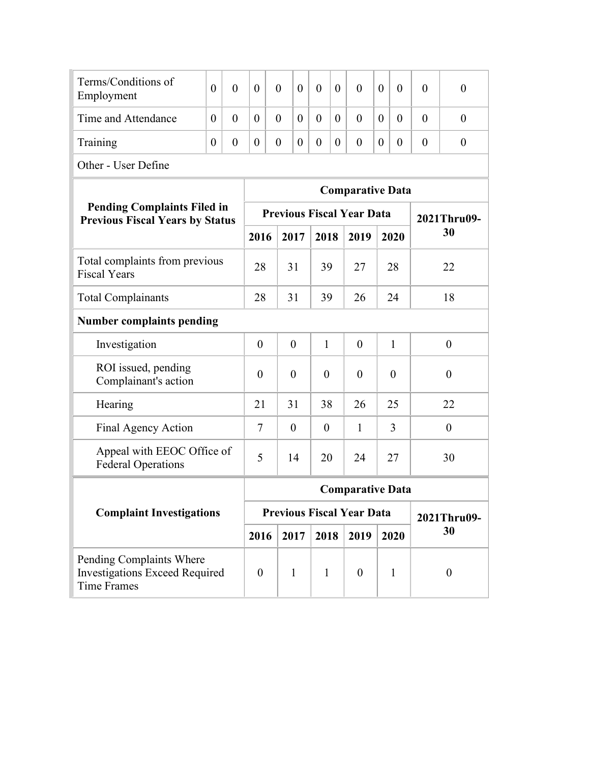| | | | | | | | | | | | | |
|---|---|---|---|---|---|---|---|---|---|---|---|---|
| Terms/Conditions of Employment | 0 | 0 | 0 | 0 | 0 | 0 | 0 | 0 | 0 | 0 | 0 | 0 |
| Time and Attendance | 0 | 0 | 0 | 0 | 0 | 0 | 0 | 0 | 0 | 0 | 0 | 0 |
| Training | 0 | 0 | 0 | 0 | 0 | 0 | 0 | 0 | 0 | 0 | 0 | 0 |
| Other - User Define | | | | | | | | | | | | |

| Pending Complaints Filed in Previous Fiscal Years by Status | Comparative Data | | | | | |
|---|---|---|---|---|---|---|
| | Previous Fiscal Year Data | | | | | 2021Thru09-30 |
| | 2016 | 2017 | 2018 | 2019 | 2020 | |
| Total complaints from previous Fiscal Years | 28 | 31 | 39 | 27 | 28 | 22 |
| Total Complainants | 28 | 31 | 39 | 26 | 24 | 18 |
| **Number complaints pending** | | | | | | |
| Investigation | 0 | 0 | 1 | 0 | 1 | 0 |
| ROI issued, pending Complainant's action | 0 | 0 | 0 | 0 | 0 | 0 |
| Hearing | 21 | 31 | 38 | 26 | 25 | 22 |
| Final Agency Action | 7 | 0 | 0 | 1 | 3 | 0 |
| Appeal with EEOC Office of Federal Operations | 5 | 14 | 20 | 24 | 27 | 30 |

| Complaint Investigations | Comparative Data | | | | | |
|---|---|---|---|---|---|---|
| | Previous Fiscal Year Data | | | | | 2021Thru09-30 |
| | 2016 | 2017 | 2018 | 2019 | 2020 | |
| Pending Complaints Where Investigations Exceed Required Time Frames | 0 | 1 | 1 | 0 | 1 | 0 |